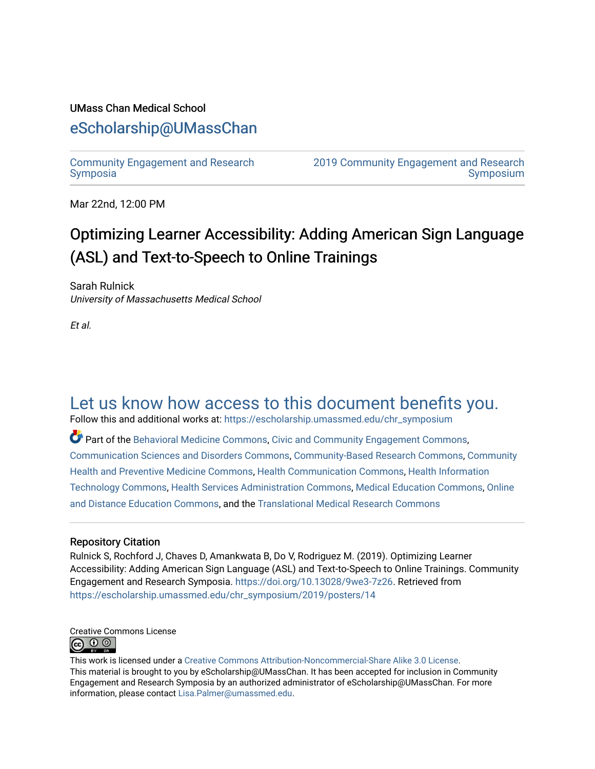UMass Chan Medical School

eScholarship@UMassChan

Community Engagement and Research Symposia | 2019 Community Engagement and Research Symposium

Mar 22nd, 12:00 PM

# Optimizing Learner Accessibility: Adding American Sign Language (ASL) and Text-to-Speech to Online Trainings

Sarah Rulnick
*University of Massachusetts Medical School*

*Et al.*

## Let us know how access to this document benefits you.

Follow this and additional works at: https://escholarship.umassmed.edu/chr_symposium

Part of the Behavioral Medicine Commons, Civic and Community Engagement Commons, Communication Sciences and Disorders Commons, Community-Based Research Commons, Community Health and Preventive Medicine Commons, Health Communication Commons, Health Information Technology Commons, Health Services Administration Commons, Medical Education Commons, Online and Distance Education Commons, and the Translational Medical Research Commons

### Repository Citation

Rulnick S, Rochford J, Chaves D, Amankwata B, Do V, Rodriguez M. (2019). Optimizing Learner Accessibility: Adding American Sign Language (ASL) and Text-to-Speech to Online Trainings. Community Engagement and Research Symposia. https://doi.org/10.13028/9we3-7z26. Retrieved from https://escholarship.umassmed.edu/chr_symposium/2019/posters/14

Creative Commons License

This work is licensed under a Creative Commons Attribution-Noncommercial-Share Alike 3.0 License.
This material is brought to you by eScholarship@UMassChan. It has been accepted for inclusion in Community Engagement and Research Symposia by an authorized administrator of eScholarship@UMassChan. For more information, please contact Lisa.Palmer@umassmed.edu.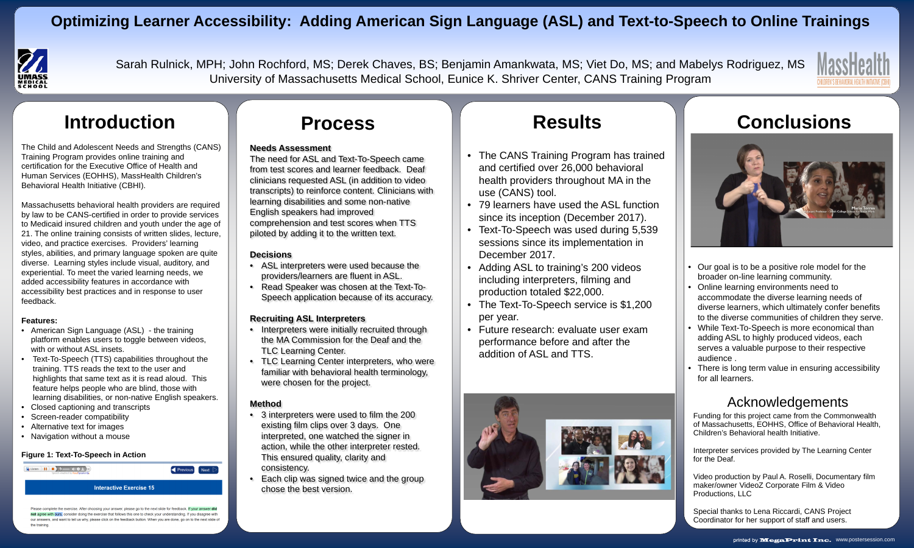# Optimizing Learner Accessibility: Adding American Sign Language (ASL) and Text-to-Speech to Online Trainings

Sarah Rulnick, MPH; John Rochford, MS; Derek Chaves, BS; Benjamin Amankwata, MS; Viet Do, MS; and Mabelys Rodriguez, MS
University of Massachusetts Medical School, Eunice K. Shriver Center, CANS Training Program

## Introduction

The Child and Adolescent Needs and Strengths (CANS) Training Program provides online training and certification for the Executive Office of Health and Human Services (EOHHS), MassHealth Children's Behavioral Health Initiative (CBHI).

Massachusetts behavioral health providers are required by law to be CANS-certified in order to provide services to Medicaid insured children and youth under the age of 21. The online training consists of written slides, lecture, video, and practice exercises. Providers' learning styles, abilities, and primary language spoken are quite diverse. Learning styles include visual, auditory, and experiential. To meet the varied learning needs, we added accessibility features in accordance with accessibility best practices and in response to user feedback.

**Features:**

- American Sign Language (ASL) - the training platform enables users to toggle between videos, with or without ASL insets.
- Text-To-Speech (TTS) capabilities throughout the training. TTS reads the text to the user and highlights that same text as it is read aloud. This feature helps people who are blind, those with learning disabilities, or non-native English speakers.
- Closed captioning and transcripts
- Screen-reader compatibility
- Alternative text for images
- Navigation without a mouse

**Figure 1: Text-To-Speech in Action**

## Process

**Needs Assessment**

The need for ASL and Text-To-Speech came from test scores and learner feedback. Deaf clinicians requested ASL (in addition to video transcripts) to reinforce content. Clinicians with learning disabilities and some non-native English speakers had improved comprehension and test scores when TTS piloted by adding it to the written text.

**Decisions**

- ASL interpreters were used because the providers/learners are fluent in ASL.
- Read Speaker was chosen at the Text-To-Speech application because of its accuracy.

**Recruiting ASL Interpreters**

- Interpreters were initially recruited through the MA Commission for the Deaf and the TLC Learning Center.
- TLC Learning Center interpreters, who were familiar with behavioral health terminology, were chosen for the project.

**Method**

- 3 interpreters were used to film the 200 existing film clips over 3 days. One interpreted, one watched the signer in action, while the other interpreter rested. This ensured quality, clarity and consistency.
- Each clip was signed twice and the group chose the best version.

## Results

- The CANS Training Program has trained and certified over 26,000 behavioral health providers throughout MA in the use (CANS) tool.
- 79 learners have used the ASL function since its inception (December 2017).
- Text-To-Speech was used during 5,539 sessions since its implementation in December 2017.
- Adding ASL to training's 200 videos including interpreters, filming and production totaled $22,000.
- The Text-To-Speech service is $1,200 per year.
- Future research: evaluate user exam performance before and after the addition of ASL and TTS.

## Conclusions

- Our goal is to be a positive role model for the broader on-line learning community.
- Online learning environments need to accommodate the diverse learning needs of diverse learners, which ultimately confer benefits to the diverse communities of children they serve.
- While Text-To-Speech is more economical than adding ASL to highly produced videos, each serves a valuable purpose to their respective audience .
- There is long term value in ensuring accessibility for all learners.

## Acknowledgements

Funding for this project came from the Commonwealth of Massachusetts, EOHHS, Office of Behavioral Health, Children's Behavioral health Initiative.

Interpreter services provided by The Learning Center for the Deaf.

Video production by Paul A. Roselli, Documentary film maker/owner VideoZ Corporate Film & Video Productions, LLC

Special thanks to Lena Riccardi, CANS Project Coordinator for her support of staff and users.